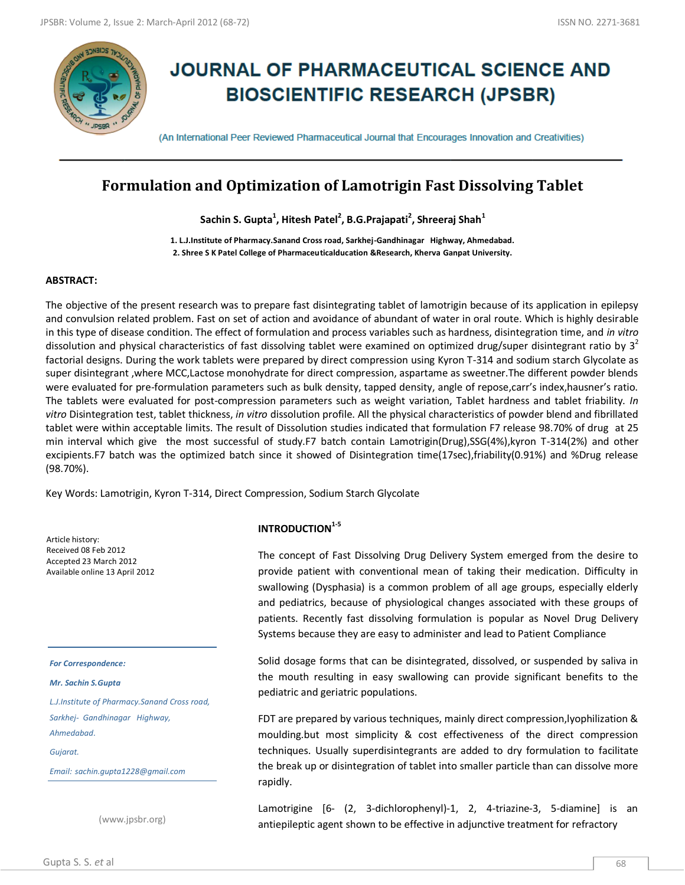# JOURNAL OF PHARMACEUTICAL SCIENCE AND BIOSCIENTIFIC RESEARCH (JPSBR)

(An International Peer Reviewed Pharmaceutical Journal that Encourages Innovation and Creativities)

## Formulation and Optimization of Lamotrigin Fast Dissolving Tablet

**Sachin S. Gupta[1], Hitesh Patel[2], B.G.Prajapati[2], Shreeraj Shah[1]**

1. L.J.Institute of Pharmacy.Sanand Cross road, Sarkhej-Gandhinagar Highway, Ahmedabad.
2. Shree S K Patel College of Pharmaceuticalducation &Research, Kherva Ganpat University.

### ABSTRACT:

The objective of the present research was to prepare fast disintegrating tablet of lamotrigin because of its application in epilepsy and convulsion related problem. Fast on set of action and avoidance of abundant of water in oral route. Which is highly desirable in this type of disease condition. The effect of formulation and process variables such as hardness, disintegration time, and *in vitro* dissolution and physical characteristics of fast dissolving tablet were examined on optimized drug/super disintegrant ratio by $3^2$ factorial designs. During the work tablets were prepared by direct compression using Kyron T-314 and sodium starch Glycolate as super disintegrant ,where MCC,Lactose monohydrate for direct compression, aspartame as sweetner.The different powder blends were evaluated for pre-formulation parameters such as bulk density, tapped density, angle of repose,carr's index,hausner's ratio. The tablets were evaluated for post-compression parameters such as weight variation, Tablet hardness and tablet friability. *In vitro* Disintegration test, tablet thickness, *in vitro* dissolution profile. All the physical characteristics of powder blend and fibrillated tablet were within acceptable limits. The result of Dissolution studies indicated that formulation F7 release 98.70% of drug at 25 min interval which give the most successful of study.F7 batch contain Lamotrigin(Drug),SSG(4%),kyron T-314(2%) and other excipients.F7 batch was the optimized batch since it showed of Disintegration time(17sec),friability(0.91%) and %Drug release (98.70%).

Key Words: Lamotrigin, Kyron T-314, Direct Compression, Sodium Starch Glycolate

Article history:
Received 08 Feb 2012
Accepted 23 March 2012
Available online 13 April 2012

*For Correspondence:*

***Mr. Sachin S.Gupta***

*L.J.Institute of Pharmacy.Sanand Cross road, Sarkhej- Gandhinagar Highway, Ahmedabad.*

*Gujarat.*

*Email: sachin.gupta1228@gmail.com*

(www.jpsbr.org)

### INTRODUCTION[1-5]

The concept of Fast Dissolving Drug Delivery System emerged from the desire to provide patient with conventional mean of taking their medication. Difficulty in swallowing (Dysphasia) is a common problem of all age groups, especially elderly and pediatrics, because of physiological changes associated with these groups of patients. Recently fast dissolving formulation is popular as Novel Drug Delivery Systems because they are easy to administer and lead to Patient Compliance

Solid dosage forms that can be disintegrated, dissolved, or suspended by saliva in the mouth resulting in easy swallowing can provide significant benefits to the pediatric and geriatric populations.

FDT are prepared by various techniques, mainly direct compression,lyophilization & moulding.but most simplicity & cost effectiveness of the direct compression techniques. Usually superdisintegrants are added to dry formulation to facilitate the break up or disintegration of tablet into smaller particle than can dissolve more rapidly.

Lamotrigine [6- (2, 3-dichlorophenyl)-1, 2, 4-triazine-3, 5-diamine] is an antiepileptic agent shown to be effective in adjunctive treatment for refractory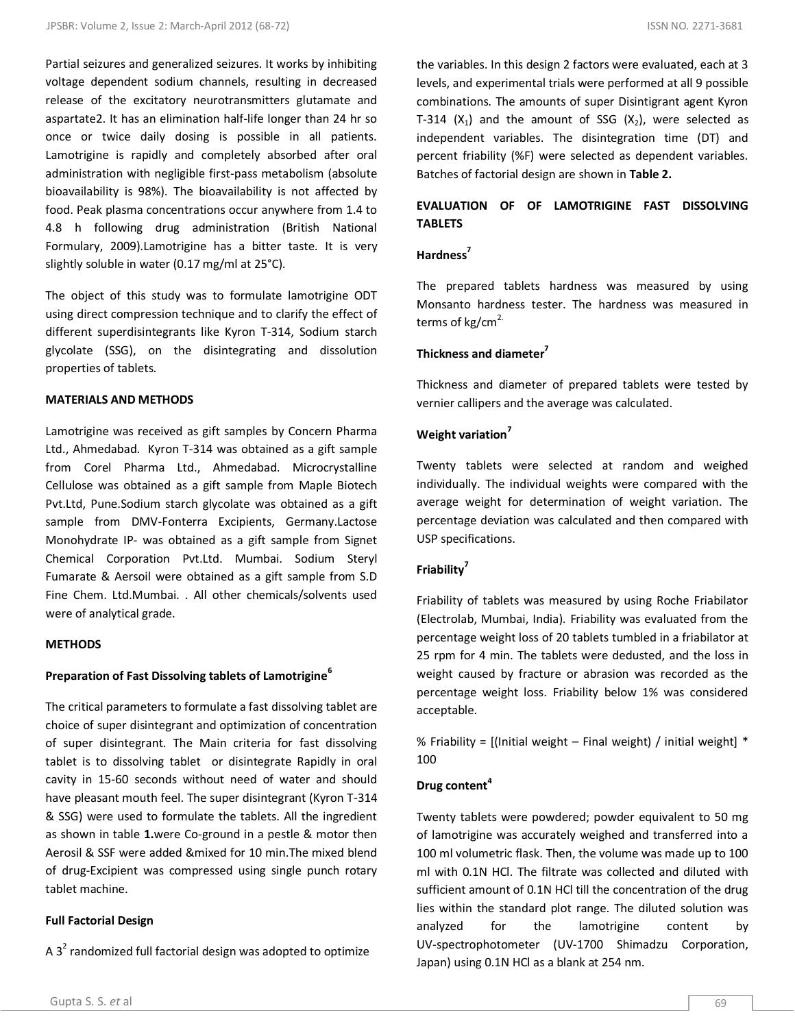Partial seizures and generalized seizures. It works by inhibiting voltage dependent sodium channels, resulting in decreased release of the excitatory neurotransmitters glutamate and aspartate2. It has an elimination half-life longer than 24 hr so once or twice daily dosing is possible in all patients. Lamotrigine is rapidly and completely absorbed after oral administration with negligible first-pass metabolism (absolute bioavailability is 98%). The bioavailability is not affected by food. Peak plasma concentrations occur anywhere from 1.4 to 4.8 h following drug administration (British National Formulary, 2009).Lamotrigine has a bitter taste. It is very slightly soluble in water (0.17 mg/ml at 25°C).

The object of this study was to formulate lamotrigine ODT using direct compression technique and to clarify the effect of different superdisintegrants like Kyron T-314, Sodium starch glycolate (SSG), on the disintegrating and dissolution properties of tablets.

## MATERIALS AND METHODS

Lamotrigine was received as gift samples by Concern Pharma Ltd., Ahmedabad. Kyron T-314 was obtained as a gift sample from Corel Pharma Ltd., Ahmedabad. Microcrystalline Cellulose was obtained as a gift sample from Maple Biotech Pvt.Ltd, Pune.Sodium starch glycolate was obtained as a gift sample from DMV-Fonterra Excipients, Germany.Lactose Monohydrate IP- was obtained as a gift sample from Signet Chemical Corporation Pvt.Ltd. Mumbai. Sodium Steryl Fumarate & Aersoil were obtained as a gift sample from S.D Fine Chem. Ltd.Mumbai. . All other chemicals/solvents used were of analytical grade.

## METHODS

### Preparation of Fast Dissolving tablets of Lamotrigine[6]

The critical parameters to formulate a fast dissolving tablet are choice of super disintegrant and optimization of concentration of super disintegrant. The Main criteria for fast dissolving tablet is to dissolving tablet or disintegrate Rapidly in oral cavity in 15-60 seconds without need of water and should have pleasant mouth feel. The super disintegrant (Kyron T-314 & SSG) were used to formulate the tablets. All the ingredient as shown in table **1.**were Co-ground in a pestle & motor then Aerosil & SSF were added &mixed for 10 min.The mixed blend of drug-Excipient was compressed using single punch rotary tablet machine.

### Full Factorial Design

A $3^2$ randomized full factorial design was adopted to optimize the variables. In this design 2 factors were evaluated, each at 3 levels, and experimental trials were performed at all 9 possible combinations. The amounts of super Disintigrant agent Kyron T-314 ($X_1$) and the amount of SSG ($X_2$), were selected as independent variables. The disintegration time (DT) and percent friability (%F) were selected as dependent variables. Batches of factorial design are shown in **Table 2.**

## EVALUATION OF OF LAMOTRIGINE FAST DISSOLVING TABLETS

### Hardness[7]

The prepared tablets hardness was measured by using Monsanto hardness tester. The hardness was measured in terms of $kg/cm^2$.

### Thickness and diameter[7]

Thickness and diameter of prepared tablets were tested by vernier callipers and the average was calculated.

### Weight variation[7]

Twenty tablets were selected at random and weighed individually. The individual weights were compared with the average weight for determination of weight variation. The percentage deviation was calculated and then compared with USP specifications.

### Friability[7]

Friability of tablets was measured by using Roche Friabilator (Electrolab, Mumbai, India). Friability was evaluated from the percentage weight loss of 20 tablets tumbled in a friabilator at 25 rpm for 4 min. The tablets were dedusted, and the loss in weight caused by fracture or abrasion was recorded as the percentage weight loss. Friability below 1% was considered acceptable.

% Friability = [(Initial weight – Final weight) / initial weight] * 100

### Drug content[4]

Twenty tablets were powdered; powder equivalent to 50 mg of lamotrigine was accurately weighed and transferred into a 100 ml volumetric flask. Then, the volume was made up to 100 ml with 0.1N HCl. The filtrate was collected and diluted with sufficient amount of 0.1N HCl till the concentration of the drug lies within the standard plot range. The diluted solution was analyzed for the lamotrigine content by UV-spectrophotometer (UV-1700 Shimadzu Corporation, Japan) using 0.1N HCl as a blank at 254 nm.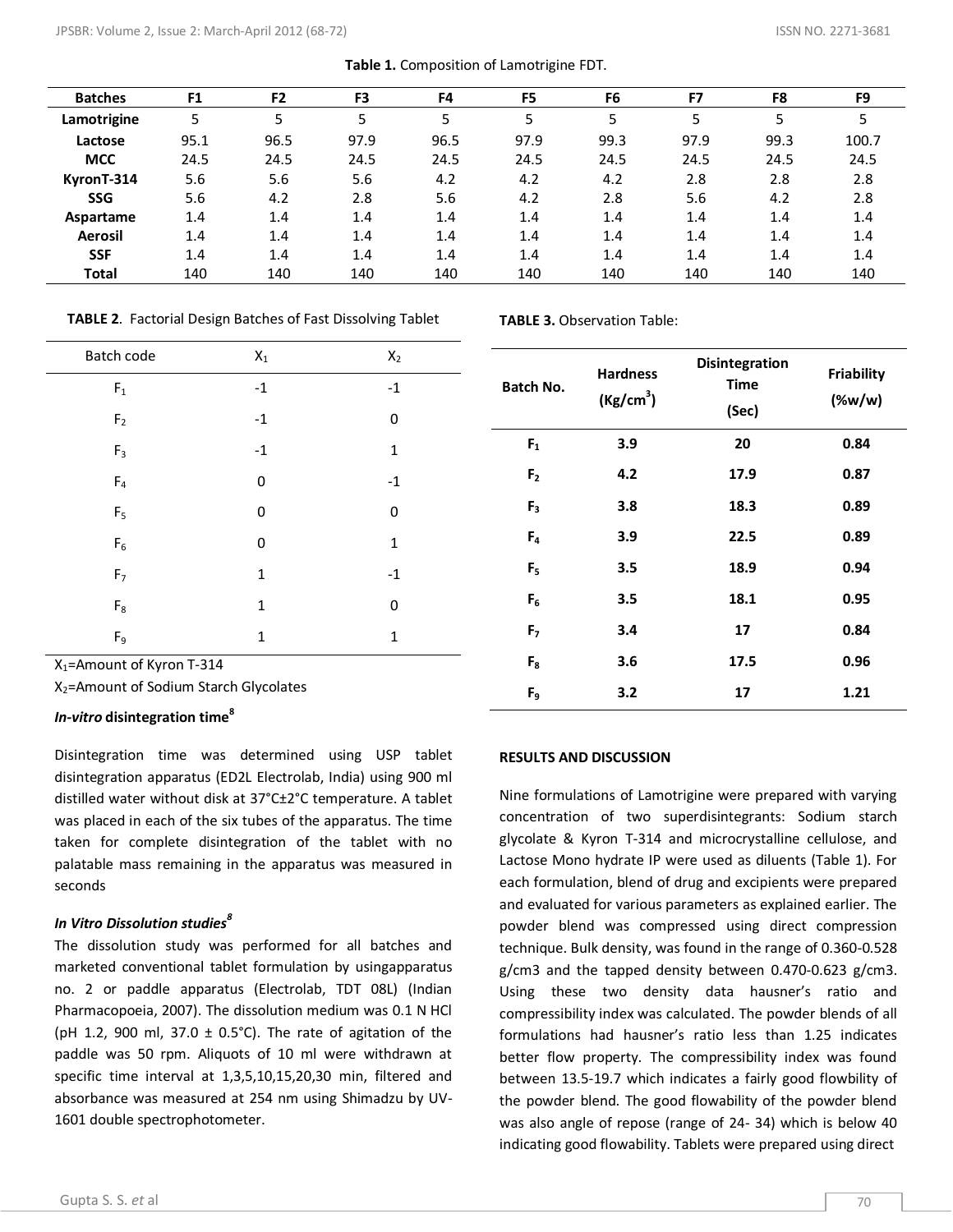**Table 1.** Composition of Lamotrigine FDT.

| Batches | F1 | F2 | F3 | F4 | F5 | F6 | F7 | F8 | F9 |
|---|---|---|---|---|---|---|---|---|---|
| Lamotrigine | 5 | 5 | 5 | 5 | 5 | 5 | 5 | 5 | 5 |
| Lactose | 95.1 | 96.5 | 97.9 | 96.5 | 97.9 | 99.3 | 97.9 | 99.3 | 100.7 |
| MCC | 24.5 | 24.5 | 24.5 | 24.5 | 24.5 | 24.5 | 24.5 | 24.5 | 24.5 |
| KyronT-314 | 5.6 | 5.6 | 5.6 | 4.2 | 4.2 | 4.2 | 2.8 | 2.8 | 2.8 |
| SSG | 5.6 | 4.2 | 2.8 | 5.6 | 4.2 | 2.8 | 5.6 | 4.2 | 2.8 |
| Aspartame | 1.4 | 1.4 | 1.4 | 1.4 | 1.4 | 1.4 | 1.4 | 1.4 | 1.4 |
| Aerosil | 1.4 | 1.4 | 1.4 | 1.4 | 1.4 | 1.4 | 1.4 | 1.4 | 1.4 |
| SSF | 1.4 | 1.4 | 1.4 | 1.4 | 1.4 | 1.4 | 1.4 | 1.4 | 1.4 |
| Total | 140 | 140 | 140 | 140 | 140 | 140 | 140 | 140 | 140 |

**TABLE 2**. Factorial Design Batches of Fast Dissolving Tablet

| Batch code | $X_1$ | $X_2$ |
|---|---|---|
| $F_1$ | -1 | -1 |
| $F_2$ | -1 | 0 |
| $F_3$ | -1 | 1 |
| $F_4$ | 0 | -1 |
| $F_5$ | 0 | 0 |
| $F_6$ | 0 | 1 |
| $F_7$ | 1 | -1 |
| $F_8$ | 1 | 0 |
| $F_9$ | 1 | 1 |

$X_1$=Amount of Kyron T-314

$X_2$=Amount of Sodium Starch Glycolates

### *In-vitro* disintegration time[8]

Disintegration time was determined using USP tablet disintegration apparatus (ED2L Electrolab, India) using 900 ml distilled water without disk at 37°C±2°C temperature. A tablet was placed in each of the six tubes of the apparatus. The time taken for complete disintegration of the tablet with no palatable mass remaining in the apparatus was measured in seconds

### *In Vitro Dissolution studies*[8]

The dissolution study was performed for all batches and marketed conventional tablet formulation by usingapparatus no. 2 or paddle apparatus (Electrolab, TDT 08L) (Indian Pharmacopoeia, 2007). The dissolution medium was 0.1 N HCl (pH 1.2, 900 ml, 37.0 ± 0.5°C). The rate of agitation of the paddle was 50 rpm. Aliquots of 10 ml were withdrawn at specific time interval at 1,3,5,10,15,20,30 min, filtered and absorbance was measured at 254 nm using Shimadzu by UV-1601 double spectrophotometer.

**TABLE 3.** Observation Table:

| Batch No. | Hardness ($Kg/cm^3$) | Disintegration Time (Sec) | Friability (%w/w) |
|---|---|---|---|
| **$F_1$** | **3.9** | **20** | **0.84** |
| **$F_2$** | **4.2** | **17.9** | **0.87** |
| **$F_3$** | **3.8** | **18.3** | **0.89** |
| **$F_4$** | **3.9** | **22.5** | **0.89** |
| **$F_5$** | **3.5** | **18.9** | **0.94** |
| **$F_6$** | **3.5** | **18.1** | **0.95** |
| **$F_7$** | **3.4** | **17** | **0.84** |
| **$F_8$** | **3.6** | **17.5** | **0.96** |
| **$F_9$** | **3.2** | **17** | **1.21** |

## RESULTS AND DISCUSSION

Nine formulations of Lamotrigine were prepared with varying concentration of two superdisintegrants: Sodium starch glycolate & Kyron T-314 and microcrystalline cellulose, and Lactose Mono hydrate IP were used as diluents (Table 1). For each formulation, blend of drug and excipients were prepared and evaluated for various parameters as explained earlier. The powder blend was compressed using direct compression technique. Bulk density, was found in the range of 0.360-0.528 g/cm3 and the tapped density between 0.470-0.623 g/cm3. Using these two density data hausner's ratio and compressibility index was calculated. The powder blends of all formulations had hausner's ratio less than 1.25 indicates better flow property. The compressibility index was found between 13.5-19.7 which indicates a fairly good flowbility of the powder blend. The good flowability of the powder blend was also angle of repose (range of 24- 34) which is below 40 indicating good flowability. Tablets were prepared using direct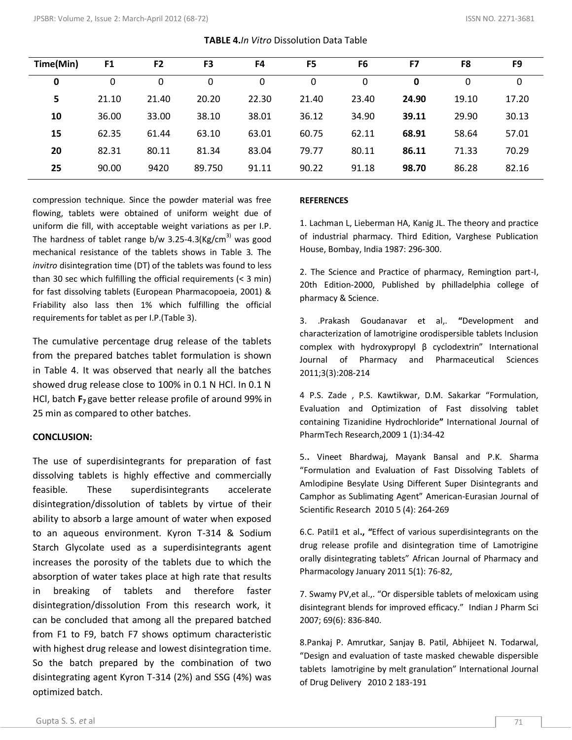**TABLE 4.** *In Vitro* Dissolution Data Table

| Time(Min) | F1 | F2 | F3 | F4 | F5 | F6 | F7 | F8 | F9 |
|---|---|---|---|---|---|---|---|---|---|
| **0** | 0 | 0 | 0 | 0 | 0 | 0 | **0** | 0 | 0 |
| **5** | 21.10 | 21.40 | 20.20 | 22.30 | 21.40 | 23.40 | **24.90** | 19.10 | 17.20 |
| **10** | 36.00 | 33.00 | 38.10 | 38.01 | 36.12 | 34.90 | **39.11** | 29.90 | 30.13 |
| **15** | 62.35 | 61.44 | 63.10 | 63.01 | 60.75 | 62.11 | **68.91** | 58.64 | 57.01 |
| **20** | 82.31 | 80.11 | 81.34 | 83.04 | 79.77 | 80.11 | **86.11** | 71.33 | 70.29 |
| **25** | 90.00 | 9420 | 89.750 | 91.11 | 90.22 | 91.18 | **98.70** | 86.28 | 82.16 |

compression technique. Since the powder material was free flowing, tablets were obtained of uniform weight due of uniform die fill, with acceptable weight variations as per I.P. The hardness of tablet range b/w 3.25-4.3(Kg/cm$^{3)}$ was good mechanical resistance of the tablets shows in Table 3. The *invitro* disintegration time (DT) of the tablets was found to less than 30 sec which fulfilling the official requirements (< 3 min) for fast dissolving tablets (European Pharmacopoeia, 2001) & Friability also lass then 1% which fulfilling the official requirements for tablet as per I.P.(Table 3).

The cumulative percentage drug release of the tablets from the prepared batches tablet formulation is shown in Table 4. It was observed that nearly all the batches showed drug release close to 100% in 0.1 N HCl. In 0.1 N HCl, batch **$F_7$** gave better release profile of around 99% in 25 min as compared to other batches.

## CONCLUSION:

The use of superdisintegrants for preparation of fast dissolving tablets is highly effective and commercially feasible. These superdisintegrants accelerate disintegration/dissolution of tablets by virtue of their ability to absorb a large amount of water when exposed to an aqueous environment. Kyron T-314 & Sodium Starch Glycolate used as a superdisintegrants agent increases the porosity of the tablets due to which the absorption of water takes place at high rate that results in breaking of tablets and therefore faster disintegration/dissolution From this research work, it can be concluded that among all the prepared batched from F1 to F9, batch F7 shows optimum characteristic with highest drug release and lowest disintegration time. So the batch prepared by the combination of two disintegrating agent Kyron T-314 (2%) and SSG (4%) was optimized batch.

## REFERENCES

1. Lachman L, Lieberman HA, Kanig JL. The theory and practice of industrial pharmacy. Third Edition, Varghese Publication House, Bombay, India 1987: 296-300.

2. The Science and Practice of pharmacy, Remingtion part-I, 20th Edition-2000, Published by philladelphia college of pharmacy & Science.

3. .Prakash Goudanavar et al,. **"**Development and characterization of lamotrigine orodispersible tablets Inclusion complex with hydroxypropyl β cyclodextrin" International Journal of Pharmacy and Pharmaceutical Sciences 2011;3(3):208-214

4 P.S. Zade , P.S. Kawtikwar, D.M. Sakarkar "Formulation, Evaluation and Optimization of Fast dissolving tablet containing Tizanidine Hydrochloride**"** International Journal of PharmTech Research,2009 1 (1):34-42

5.**.** Vineet Bhardwaj, Mayank Bansal and P.K. Sharma "Formulation and Evaluation of Fast Dissolving Tablets of Amlodipine Besylate Using Different Super Disintegrants and Camphor as Sublimating Agent" American-Eurasian Journal of Scientific Research 2010 5 (4): 264-269

6.C. Patil1 et al**., "**Effect of various superdisintegrants on the drug release profile and disintegration time of Lamotrigine orally disintegrating tablets" African Journal of Pharmacy and Pharmacology January 2011 5(1): 76-82,

7. Swamy PV,et al.,. "Or dispersible tablets of meloxicam using disintegrant blends for improved efficacy." Indian J Pharm Sci 2007; 69(6): 836-840.

8.Pankaj P. Amrutkar, Sanjay B. Patil, Abhijeet N. Todarwal, "Design and evaluation of taste masked chewable dispersible tablets lamotrigine by melt granulation" International Journal of Drug Delivery 2010 2 183-191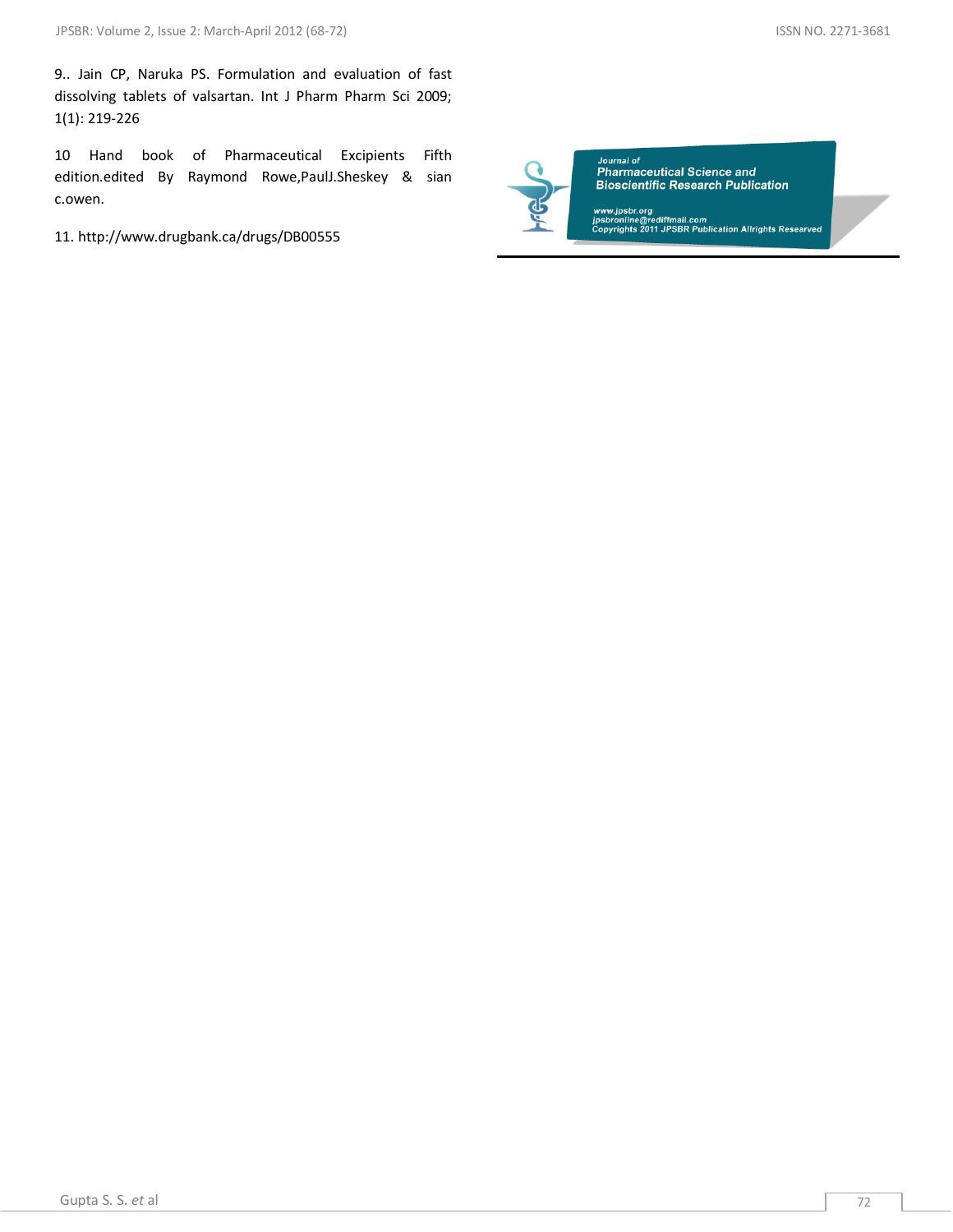9.. Jain CP, Naruka PS. Formulation and evaluation of fast dissolving tablets of valsartan. Int J Pharm Pharm Sci 2009; 1(1): 219-226

10 Hand book of Pharmaceutical Excipients Fifth edition.edited By Raymond Rowe,PaulJ.Sheskey & sian c.owen.

11. http://www.drugbank.ca/drugs/DB00555

Journal of
Pharmaceutical Science and
Bioscientific Research Publication

www.jpsbr.org
jpsbronline@rediffmail.com
Copyrights 2011 JPSBR Publication Allrights Researved